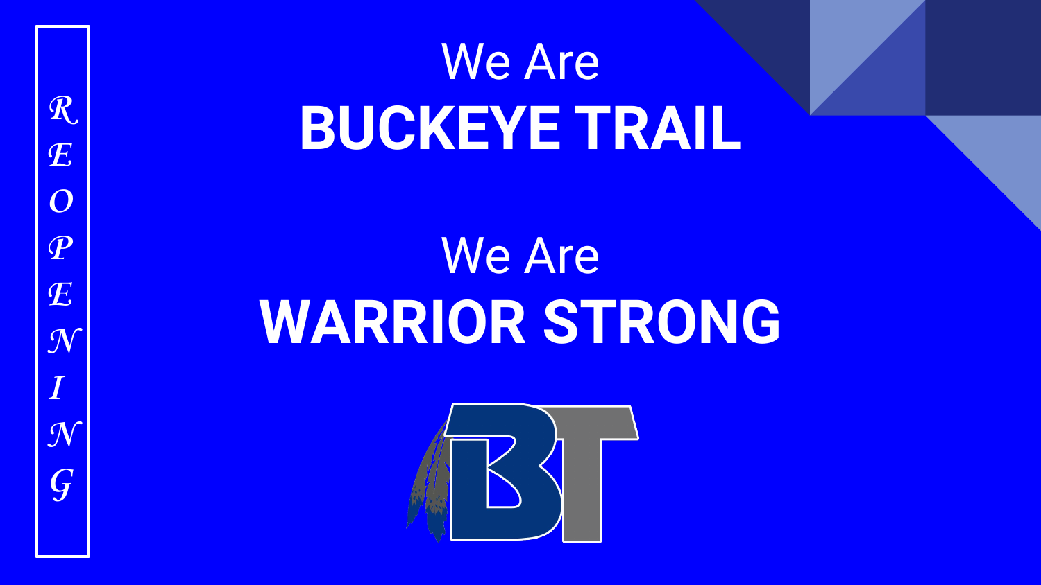REOPENING

We Are

# BUCKEYE TRAIL

We Are

# WARRIOR STRONG

BT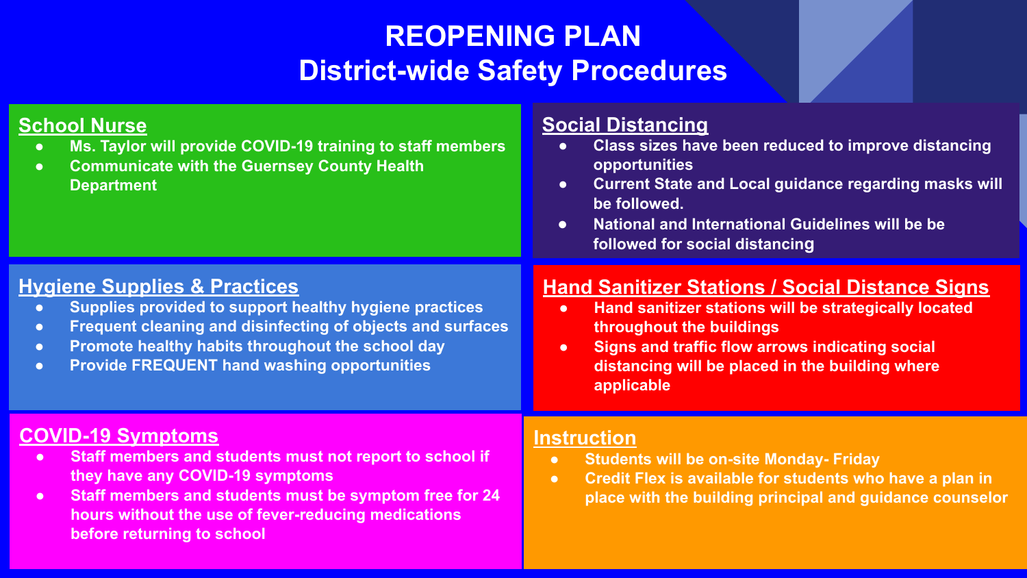# REOPENING PLAN
# District-wide Safety Procedures

## School Nurse

- Ms. Taylor will provide COVID-19 training to staff members
- Communicate with the Guernsey County Health Department

## Social Distancing

- Class sizes have been reduced to improve distancing opportunities
- Current State and Local guidance regarding masks will be followed.
- National and International Guidelines will be be followed for social distancing

## Hygiene Supplies & Practices

- Supplies provided to support healthy hygiene practices
- Frequent cleaning and disinfecting of objects and surfaces
- Promote healthy habits throughout the school day
- Provide FREQUENT hand washing opportunities

## Hand Sanitizer Stations / Social Distance Signs

- Hand sanitizer stations will be strategically located throughout the buildings
- Signs and traffic flow arrows indicating social distancing will be placed in the building where applicable

## COVID-19 Symptoms

- Staff members and students must not report to school if they have any COVID-19 symptoms
- Staff members and students must be symptom free for 24 hours without the use of fever-reducing medications before returning to school

## Instruction

- Students will be on-site Monday- Friday
- Credit Flex is available for students who have a plan in place with the building principal and guidance counselor